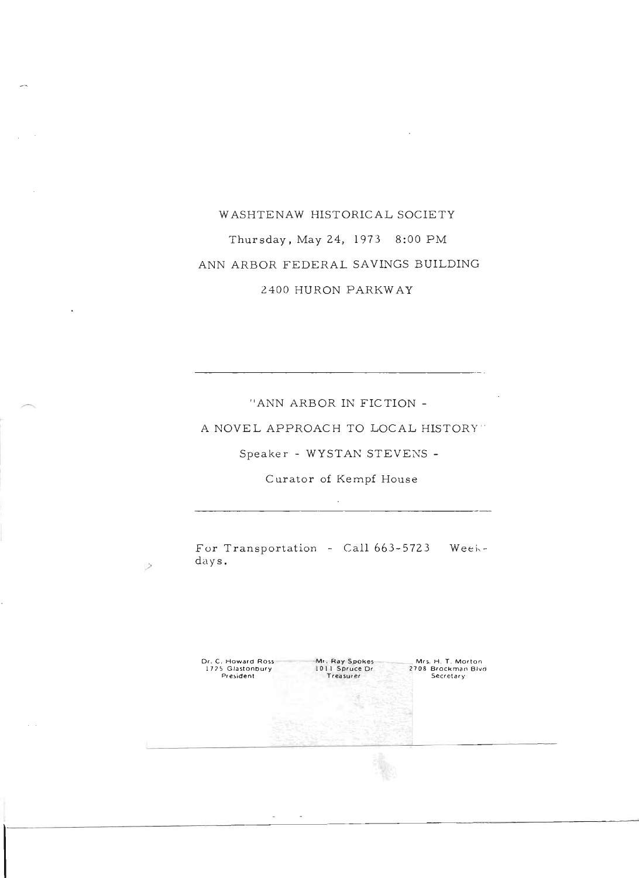WASHTENAW HISTORICAL SOCIETY

Thursday, May 24, 1973 8:00 PM

ANN ARBOR FEDERAL SAVINGS BUILDING

2400 HURON PARKWAY

---

"ANN ARBOR IN FICTION -

A NOVEL APPROACH TO LOCAL HISTORY"

Speaker - WYSTAN STEVENS -

Curator of Kempf House

---

For Transportation - Call 663-5723 Week-days.

| Dr. C. Howard Ross | Mr. Ray Spokes | Mrs. H. T. Morton |
|---|---|---|
| 1775 Glastonbury | 1011 Spruce Dr | 2708 Brockman Blvd |
| President | Treasurer | Secretary |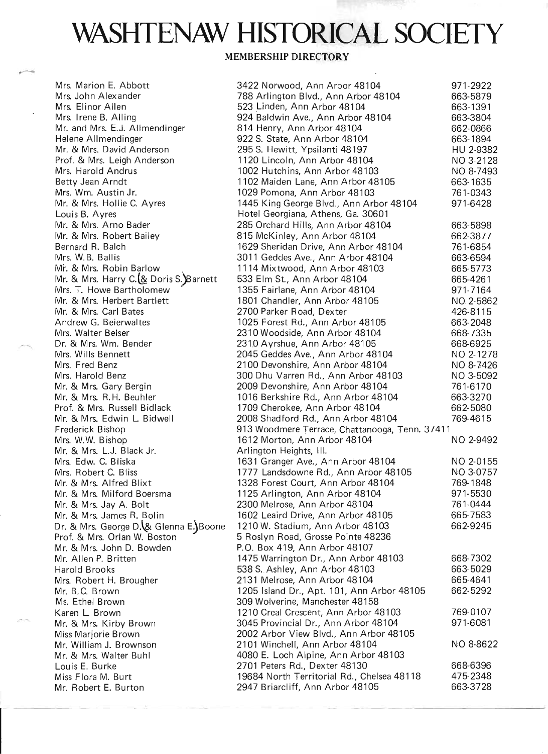# WASHTENAW HISTORICAL SOCIETY

**MEMBERSHIP DIRECTORY**

| Name | Address | Phone |
|---|---|---|
| Mrs. Marion E. Abbott | 3422 Norwood, Ann Arbor 48104 | 971-2922 |
| Mrs. John Alexander | 788 Arlington Blvd., Ann Arbor 48104 | 663-5879 |
| Mrs. Elinor Allen | 523 Linden, Ann Arbor 48104 | 663-1391 |
| Mrs. Irene B. Alling | 924 Baldwin Ave., Ann Arbor 48104 | 663-3804 |
| Mr. and Mrs. E.J. Allmendinger | 814 Henry, Ann Arbor 48104 | 662-0866 |
| Helene Allmendinger | 922 S. State, Ann Arbor 48104 | 663-1894 |
| Mr. & Mrs. David Anderson | 295 S. Hewitt, Ypsilanti 48197 | HU 2-9382 |
| Prof. & Mrs. Leigh Anderson | 1120 Lincoln, Ann Arbor 48104 | NO 3-2128 |
| Mrs. Harold Andrus | 1002 Hutchins, Ann Arbor 48103 | NO 8-7493 |
| Betty Jean Arndt | 1102 Maiden Lane, Ann Arbor 48105 | 663-1635 |
| Mrs. Wm. Austin Jr. | 1029 Pomona, Ann Arbor 48103 | 761-0343 |
| Mr. & Mrs. Hollie C. Ayres | 1445 King George Blvd., Ann Arbor 48104 | 971-6428 |
| Louis B. Ayres | Hotel Georgiana, Athens, Ga. 30601 | |
| Mr. & Mrs. Arno Bader | 285 Orchard Hills, Ann Arbor 48104 | 663-5898 |
| Mr. & Mrs. Robert Bailey | 815 McKinley, Ann Arbor 48104 | 662-3877 |
| Bernard R. Balch | 1629 Sheridan Drive, Ann Arbor 48104 | 761-6854 |
| Mrs. W.B. Ballis | 3011 Geddes Ave., Ann Arbor 48104 | 663-6594 |
| Mr. & Mrs. Robin Barlow | 1114 Mixtwood, Ann Arbor 48103 | 665-5773 |
| Mr. & Mrs. Harry C.(& Doris S.)Barnett | 533 Elm St., Ann Arbor 48104 | 665-4261 |
| Mrs. T. Howe Bartholomew | 1355 Fairlane, Ann Arbor 48104 | 971-7164 |
| Mr. & Mrs. Herbert Bartlett | 1801 Chandler, Ann Arbor 48105 | NO 2-5862 |
| Mr. & Mrs. Carl Bates | 2700 Parker Road, Dexter | 426-8115 |
| Andrew G. Beierwaltes | 1025 Forest Rd., Ann Arbor 48105 | 663-2048 |
| Mrs. Walter Belser | 2310 Woodside, Ann Arbor 48104 | 668-7335 |
| Dr. & Mrs. Wm. Bender | 2310 Ayrshue, Ann Arbor 48105 | 668-6925 |
| Mrs. Wills Bennett | 2045 Geddes Ave., Ann Arbor 48104 | NO 2-1278 |
| Mrs. Fred Benz | 2100 Devonshire, Ann Arbor 48104 | NO 8-7426 |
| Mrs. Harold Benz | 300 Dhu Varren Rd., Ann Arbor 48103 | NO 3-5092 |
| Mr. & Mrs. Gary Bergin | 2009 Devonshire, Ann Arbor 48104 | 761-6170 |
| Mr. & Mrs. R.H. Beuhler | 1016 Berkshire Rd., Ann Arbor 48104 | 663-3270 |
| Prof. & Mrs. Russell Bidlack | 1709 Cherokee, Ann Arbor 48104 | 662-5080 |
| Mr. & Mrs. Edwin L. Bidwell | 2008 Shadford Rd., Ann Arbor 48104 | 769-4615 |
| Frederick Bishop | 913 Woodmere Terrace, Chattanooga, Tenn. 37411 | |
| Mrs. W.W. Bishop | 1612 Morton, Ann Arbor 48104 | NO 2-9492 |
| Mr. & Mrs. L.J. Black Jr. | Arlington Heights, Ill. | |
| Mrs. Edw. C. Bliska | 1631 Granger Ave., Ann Arbor 48104 | NO 2-0155 |
| Mrs. Robert C. Bliss | 1777 Landsdowne Rd., Ann Arbor 48105 | NO 3-0757 |
| Mr. & Mrs. Alfred Blixt | 1328 Forest Court, Ann Arbor 48104 | 769-1848 |
| Mr. & Mrs. Milford Boersma | 1125 Arlington, Ann Arbor 48104 | 971-5530 |
| Mr. & Mrs. Jay A. Bolt | 2300 Melrose, Ann Arbor 48104 | 761-0444 |
| Mr. & Mrs. James R. Bolin | 1602 Leaird Drive, Ann Arbor 48105 | 665-7583 |
| Dr. & Mrs. George D.(& Glenna E.)Boone | 1210 W. Stadium, Ann Arbor 48103 | 662-9245 |
| Prof. & Mrs. Orlan W. Boston | 5 Roslyn Road, Grosse Pointe 48236 | |
| Mr. & Mrs. John D. Bowden | P.O. Box 419, Ann Arbor 48107 | |
| Mr. Allen P. Britten | 1475 Warrington Dr., Ann Arbor 48103 | 668-7302 |
| Harold Brooks | 538 S. Ashley, Ann Arbor 48103 | 663-5029 |
| Mrs. Robert H. Brougher | 2131 Melrose, Ann Arbor 48104 | 665-4641 |
| Mr. B.C. Brown | 1205 Island Dr., Apt. 101, Ann Arbor 48105 | 662-5292 |
| Ms. Ethel Brown | 309 Wolverine, Manchester 48158 | |
| Karen L. Brown | 1210 Creal Crescent, Ann Arbor 48103 | 769-0107 |
| Mr. & Mrs. Kirby Brown | 3045 Provincial Dr., Ann Arbor 48104 | 971-6081 |
| Miss Marjorie Brown | 2002 Arbor View Blvd., Ann Arbor 48105 | |
| Mr. William J. Brownson | 2101 Winchell, Ann Arbor 48104 | NO 8-8622 |
| Mr. & Mrs. Walter Buhl | 4080 E. Loch Alpine, Ann Arbor 48103 | |
| Louis E. Burke | 2701 Peters Rd., Dexter 48130 | 668-6396 |
| Miss Flora M. Burt | 19684 North Territorial Rd., Chelsea 48118 | 475-2348 |
| Mr. Robert E. Burton | 2947 Briarcliff, Ann Arbor 48105 | 663-3728 |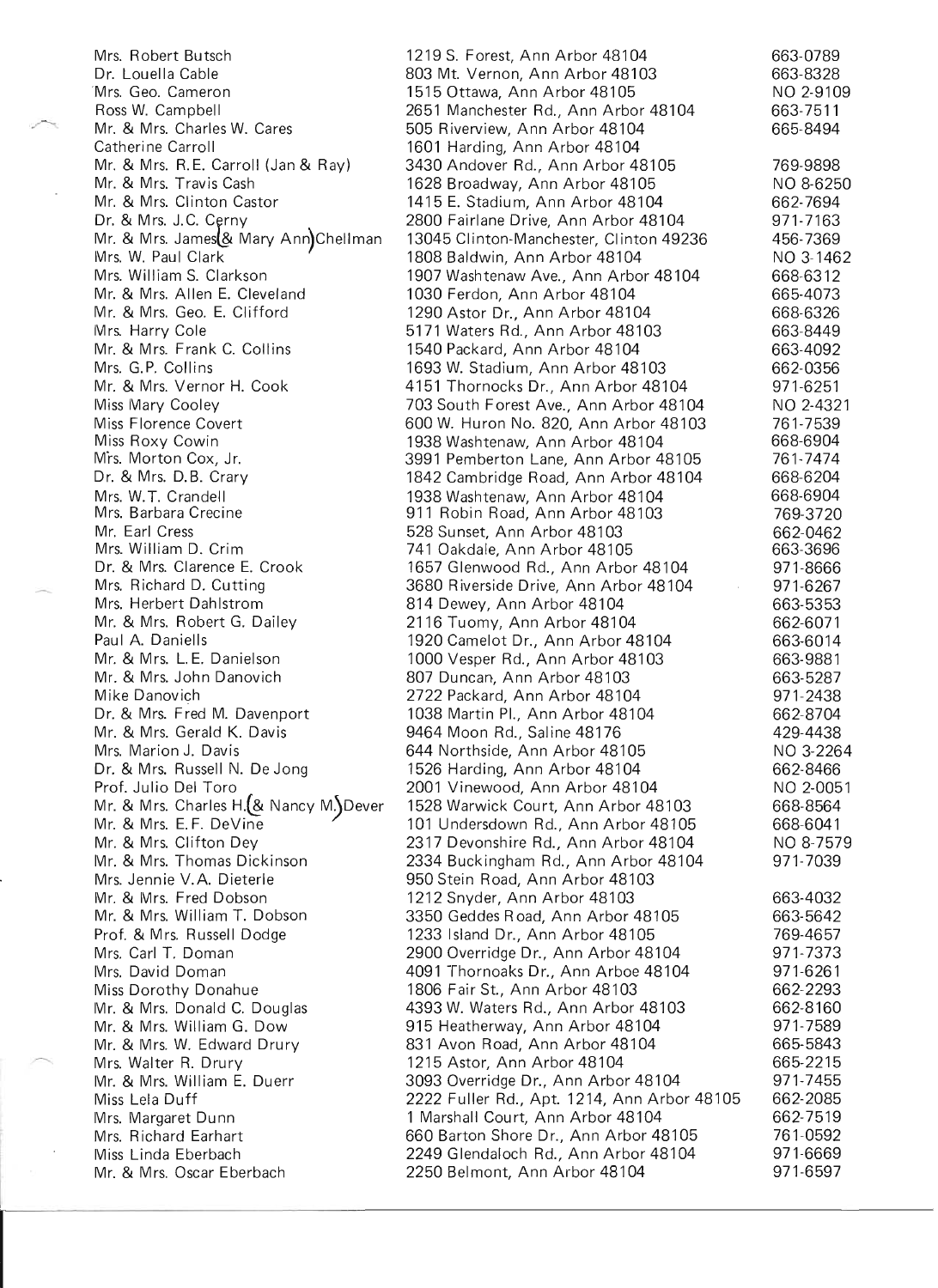| | | |
|---|---|---|
| Mrs. Robert Butsch | 1219 S. Forest, Ann Arbor 48104 | 663-0789 |
| Dr. Louella Cable | 803 Mt. Vernon, Ann Arbor 48103 | 663-8328 |
| Mrs. Geo. Cameron | 1515 Ottawa, Ann Arbor 48105 | NO 2-9109 |
| Ross W. Campbell | 2651 Manchester Rd., Ann Arbor 48104 | 663-7511 |
| Mr. & Mrs. Charles W. Cares | 505 Riverview, Ann Arbor 48104 | 665-8494 |
| Catherine Carroll | 1601 Harding, Ann Arbor 48104 | |
| Mr. & Mrs. R.E. Carroll (Jan & Ray) | 3430 Andover Rd., Ann Arbor 48105 | 769-9898 |
| Mr. & Mrs. Travis Cash | 1628 Broadway, Ann Arbor 48105 | NO 8-6250 |
| Mr. & Mrs. Clinton Castor | 1415 E. Stadium, Ann Arbor 48104 | 662-7694 |
| Dr. & Mrs. J.C. Cerny | 2800 Fairlane Drive, Ann Arbor 48104 | 971-7163 |
| Mr. & Mrs. James (& Mary Ann) Chellman | 13045 Clinton-Manchester, Clinton 49236 | 456-7369 |
| Mrs. W. Paul Clark | 1808 Baldwin, Ann Arbor 48104 | NO 3-1462 |
| Mrs. William S. Clarkson | 1907 Washtenaw Ave., Ann Arbor 48104 | 668-6312 |
| Mr. & Mrs. Allen E. Cleveland | 1030 Ferdon, Ann Arbor 48104 | 665-4073 |
| Mr. & Mrs. Geo. E. Clifford | 1290 Astor Dr., Ann Arbor 48104 | 668-6326 |
| Mrs. Harry Cole | 5171 Waters Rd., Ann Arbor 48103 | 663-8449 |
| Mr. & Mrs. Frank C. Collins | 1540 Packard, Ann Arbor 48104 | 663-4092 |
| Mrs. G.P. Collins | 1693 W. Stadium, Ann Arbor 48103 | 662-0356 |
| Mr. & Mrs. Vernor H. Cook | 4151 Thornocks Dr., Ann Arbor 48104 | 971-6251 |
| Miss Mary Cooley | 703 South Forest Ave., Ann Arbor 48104 | NO 2-4321 |
| Miss Florence Covert | 600 W. Huron No. 820, Ann Arbor 48103 | 761-7539 |
| Miss Roxy Cowin | 1938 Washtenaw, Ann Arbor 48104 | 668-6904 |
| Mrs. Morton Cox, Jr. | 3991 Pemberton Lane, Ann Arbor 48105 | 761-7474 |
| Dr. & Mrs. D.B. Crary | 1842 Cambridge Road, Ann Arbor 48104 | 668-6204 |
| Mrs. W.T. Crandell | 1938 Washtenaw, Ann Arbor 48104 | 668-6904 |
| Mrs. Barbara Crecine | 911 Robin Road, Ann Arbor 48103 | 769-3720 |
| Mr. Earl Cress | 528 Sunset, Ann Arbor 48103 | 662-0462 |
| Mrs. William D. Crim | 741 Oakdale, Ann Arbor 48105 | 663-3696 |
| Dr. & Mrs. Clarence E. Crook | 1657 Glenwood Rd., Ann Arbor 48104 | 971-8666 |
| Mrs. Richard D. Cutting | 3680 Riverside Drive, Ann Arbor 48104 | 971-6267 |
| Mrs. Herbert Dahlstrom | 814 Dewey, Ann Arbor 48104 | 663-5353 |
| Mr. & Mrs. Robert G. Dailey | 2116 Tuomy, Ann Arbor 48104 | 662-6071 |
| Paul A. Daniells | 1920 Camelot Dr., Ann Arbor 48104 | 663-6014 |
| Mr. & Mrs. L.E. Danielson | 1000 Vesper Rd., Ann Arbor 48103 | 663-9881 |
| Mr. & Mrs. John Danovich | 807 Duncan, Ann Arbor 48103 | 663-5287 |
| Mike Danovich | 2722 Packard, Ann Arbor 48104 | 971-2438 |
| Dr. & Mrs. Fred M. Davenport | 1038 Martin Pl., Ann Arbor 48104 | 662-8704 |
| Mr. & Mrs. Gerald K. Davis | 9464 Moon Rd., Saline 48176 | 429-4438 |
| Mrs. Marion J. Davis | 644 Northside, Ann Arbor 48105 | NO 3-2264 |
| Dr. & Mrs. Russell N. De Jong | 1526 Harding, Ann Arbor 48104 | 662-8466 |
| Prof. Julio Del Toro | 2001 Vinewood, Ann Arbor 48104 | NO 2-0051 |
| Mr. & Mrs. Charles H. (& Nancy M.) Dever | 1528 Warwick Court, Ann Arbor 48103 | 668-8564 |
| Mr. & Mrs. E.F. DeVine | 101 Undersdown Rd., Ann Arbor 48105 | 668-6041 |
| Mr. & Mrs. Clifton Dey | 2317 Devonshire Rd., Ann Arbor 48104 | NO 8-7579 |
| Mr. & Mrs. Thomas Dickinson | 2334 Buckingham Rd., Ann Arbor 48104 | 971-7039 |
| Mrs. Jennie V.A. Dieterle | 950 Stein Road, Ann Arbor 48103 | |
| Mr. & Mrs. Fred Dobson | 1212 Snyder, Ann Arbor 48103 | 663-4032 |
| Mr. & Mrs. William T. Dobson | 3350 Geddes Road, Ann Arbor 48105 | 663-5642 |
| Prof. & Mrs. Russell Dodge | 1233 Island Dr., Ann Arbor 48105 | 769-4657 |
| Mrs. Carl T. Doman | 2900 Overridge Dr., Ann Arbor 48104 | 971-7373 |
| Mrs. David Doman | 4091 Thornoaks Dr., Ann Arboe 48104 | 971-6261 |
| Miss Dorothy Donahue | 1806 Fair St., Ann Arbor 48103 | 662-2293 |
| Mr. & Mrs. Donald C. Douglas | 4393 W. Waters Rd., Ann Arbor 48103 | 662-8160 |
| Mr. & Mrs. William G. Dow | 915 Heatherway, Ann Arbor 48104 | 971-7589 |
| Mr. & Mrs. W. Edward Drury | 831 Avon Road, Ann Arbor 48104 | 665-5843 |
| Mrs. Walter R. Drury | 1215 Astor, Ann Arbor 48104 | 665-2215 |
| Mr. & Mrs. William E. Duerr | 3093 Overridge Dr., Ann Arbor 48104 | 971-7455 |
| Miss Lela Duff | 2222 Fuller Rd., Apt. 1214, Ann Arbor 48105 | 662-2085 |
| Mrs. Margaret Dunn | 1 Marshall Court, Ann Arbor 48104 | 662-7519 |
| Mrs. Richard Earhart | 660 Barton Shore Dr., Ann Arbor 48105 | 761-0592 |
| Miss Linda Eberbach | 2249 Glendaloch Rd., Ann Arbor 48104 | 971-6669 |
| Mr. & Mrs. Oscar Eberbach | 2250 Belmont, Ann Arbor 48104 | 971-6597 |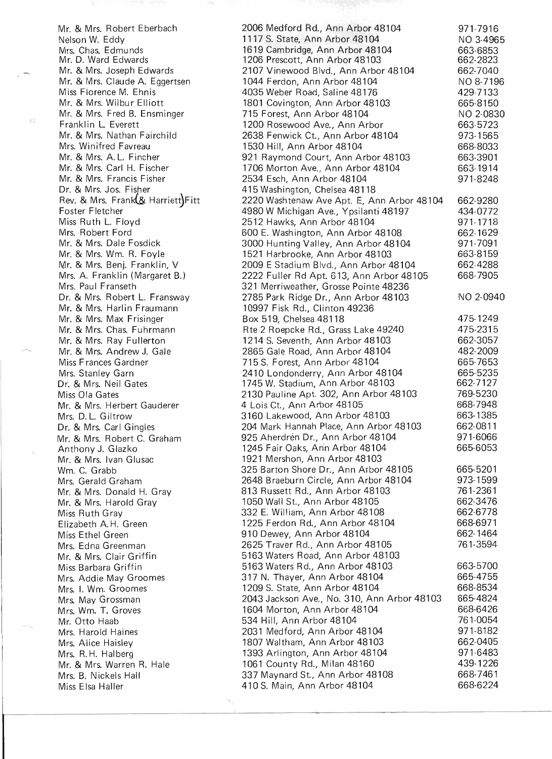| | | |
|---|---|---|
| Mr. & Mrs. Robert Eberbach | 2006 Medford Rd., Ann Arbor 48104 | 971-7916 |
| Nelson W. Eddy | 1117 S. State, Ann Arbor 48104 | NO 3-4965 |
| Mrs. Chas. Edmunds | 1619 Cambridge, Ann Arbor 48104 | 663-6853 |
| Mr. D. Ward Edwards | 1206 Prescott, Ann Arbor 48103 | 662-2823 |
| Mr. & Mrs. Joseph Edwards | 2107 Vinewood Blvd., Ann Arbor 48104 | 662-7040 |
| Mr. & Mrs. Claude A. Eggertsen | 1044 Ferdon, Ann Arbor 48104 | NO 8-7196 |
| Miss Florence M. Ehnis | 4035 Weber Road, Saline 48176 | 429-7133 |
| Mr. & Mrs. Wilbur Elliott | 1801 Covington, Ann Arbor 48103 | 665-8150 |
| Mr. & Mrs. Fred B. Ensminger | 715 Forest, Ann Arbor 48104 | NO 2-0830 |
| Franklin L. Everett | 1200 Rosewood Ave., Ann Arbor | 663-5723 |
| Mr. & Mrs. Nathan Fairchild | 2638 Fenwick Ct., Ann Arbor 48104 | 973-1565 |
| Mrs. Winifred Favreau | 1530 Hill, Ann Arbor 48104 | 668-8033 |
| Mr. & Mrs. A. L. Fincher | 921 Raymond Court, Ann Arbor 48103 | 663-3901 |
| Mr. & Mrs. Carl H. Fischer | 1706 Morton Ave., Ann Arbor 48104 | 663-1914 |
| Mr. & Mrs. Francis Fisher | 2534 Esch, Ann Arbor 48104 | 971-8248 |
| Dr. & Mrs. Jos. Fisher | 415 Washington, Chelsea 48118 | |
| Rev. & Mrs. Frank (& Harriett) Fitt | 2220 Washtenaw Ave Apt. E, Ann Arbor 48104 | 662-9280 |
| Foster Fletcher | 4980 W Michigan Ave., Ypsilanti 48197 | 434-0772 |
| Miss Ruth L. Floyd | 2512 Hawks, Ann Arbor 48104 | 971-1718 |
| Mrs. Robert Ford | 600 E. Washington, Ann Arbor 48108 | 662-1629 |
| Mr. & Mrs. Dale Fosdick | 3000 Hunting Valley, Ann Arbor 48104 | 971-7091 |
| Mr. & Mrs. Wm. R. Foyle | 1521 Harbrooke, Ann Arbor 48103 | 663-8159 |
| Mr. & Mrs. Benj. Franklin, V | 2009 E Stadium Blvd., Ann Arbor 48104 | 662-4288 |
| Mrs. A. Franklin (Margaret B.) | 2222 Fuller Rd Apt. 613, Ann Arbor 48105 | 668-7905 |
| Mrs. Paul Franseth | 321 Merriweather, Grosse Pointe 48236 | |
| Dr. & Mrs. Robert L. Fransway | 2785 Park Ridge Dr., Ann Arbor 48103 | NO 2-0940 |
| Mr. & Mrs. Harlin Fraumann | 10997 Fisk Rd., Clinton 49236 | |
| Mr. & Mrs. Max Frisinger | Box 519, Chelsea 48118 | 475-1249 |
| Mr. & Mrs. Chas. Fuhrmann | Rte 2 Roepcke Rd., Grass Lake 49240 | 475-2315 |
| Mr. & Mrs. Ray Fullerton | 1214 S. Seventh, Ann Arbor 48103 | 662-3057 |
| Mr. & Mrs. Andrew J. Gale | 2865 Gale Road, Ann Arbor 48104 | 482-2009 |
| Miss Frances Gardner | 715 S. Forest, Ann Arbor 48104 | 665-7653 |
| Mrs. Stanley Garn | 2410 Londonderry, Ann Arbor 48104 | 665-5235 |
| Dr. & Mrs. Neil Gates | 1745 W. Stadium, Ann Arbor 48103 | 662-7127 |
| Miss Ola Gates | 2130 Pauline Apt. 302, Ann Arbor 48103 | 769-5230 |
| Mr. & Mrs. Herbert Gauderer | 4 Lois Ct., Ann Arbor 48105 | 668-7948 |
| Mrs. D. L. Giltrow | 3160 Lakewood, Ann Arbor 48103 | 663-1385 |
| Dr. & Mrs. Carl Gingles | 204 Mark Hannah Place, Ann Arbor 48103 | 662-0811 |
| Mr. & Mrs. Robert C. Graham | 925 Aherdren Dr., Ann Arbor 48104 | 971-6066 |
| Anthony J. Glazko | 1245 Fair Oaks, Ann Arbor 48104 | 665-6053 |
| Mr. & Mrs. Ivan Glusac | 1921 Mershon, Ann Arbor 48103 | |
| Wm. C. Grabb | 325 Barton Shore Dr., Ann Arbor 48105 | 665-5201 |
| Mrs. Gerald Graham | 2648 Braeburn Circle, Ann Arbor 48104 | 973-1599 |
| Mr. & Mrs. Donald H. Gray | 813 Russett Rd., Ann Arbor 48103 | 761-2361 |
| Mr. & Mrs. Harold Gray | 1050 Wall St., Ann Arbor 48105 | 662-3476 |
| Miss Ruth Gray | 332 E. William, Ann Arbor 48108 | 662-6778 |
| Elizabeth A. H. Green | 1225 Ferdon Rd., Ann Arbor 48104 | 668-6971 |
| Miss Ethel Green | 910 Dewey, Ann Arbor 48104 | 662-1464 |
| Mrs. Edna Greenman | 2625 Traver Rd., Ann Arbor 48105 | 761-3594 |
| Mr. & Mrs. Clair Griffin | 5163 Waters Road, Ann Arbor 48103 | |
| Miss Barbara Griffin | 5163 Waters Rd., Ann Arbor 48103 | 663-5700 |
| Mrs. Addie May Groomes | 317 N. Thayer, Ann Arbor 48104 | 665-4755 |
| Mrs. I. Wm. Groomes | 1209 S. State, Ann Arbor 48104 | 668-8534 |
| Mrs. May Grossman | 2043 Jackson Ave., No. 310, Ann Arbor 48103 | 665-4824 |
| Mrs. Wm. T. Groves | 1604 Morton, Ann Arbor 48104 | 668-6426 |
| Mr. Otto Haab | 534 Hill, Ann Arbor 48104 | 761-0054 |
| Mrs. Harold Haines | 2031 Medford, Ann Arbor 48104 | 971-8182 |
| Mrs. Alice Haisley | 1807 Waltham, Ann Arbor 48103 | 662-0405 |
| Mrs. R. H. Halberg | 1393 Arlington, Ann Arbor 48104 | 971-6483 |
| Mr. & Mrs. Warren R. Hale | 1061 County Rd., Milan 48160 | 439-1226 |
| Mrs. B. Nickels Hall | 337 Maynard St., Ann Arbor 48108 | 668-7461 |
| Miss Elsa Haller | 410 S. Main, Ann Arbor 48104 | 668-6224 |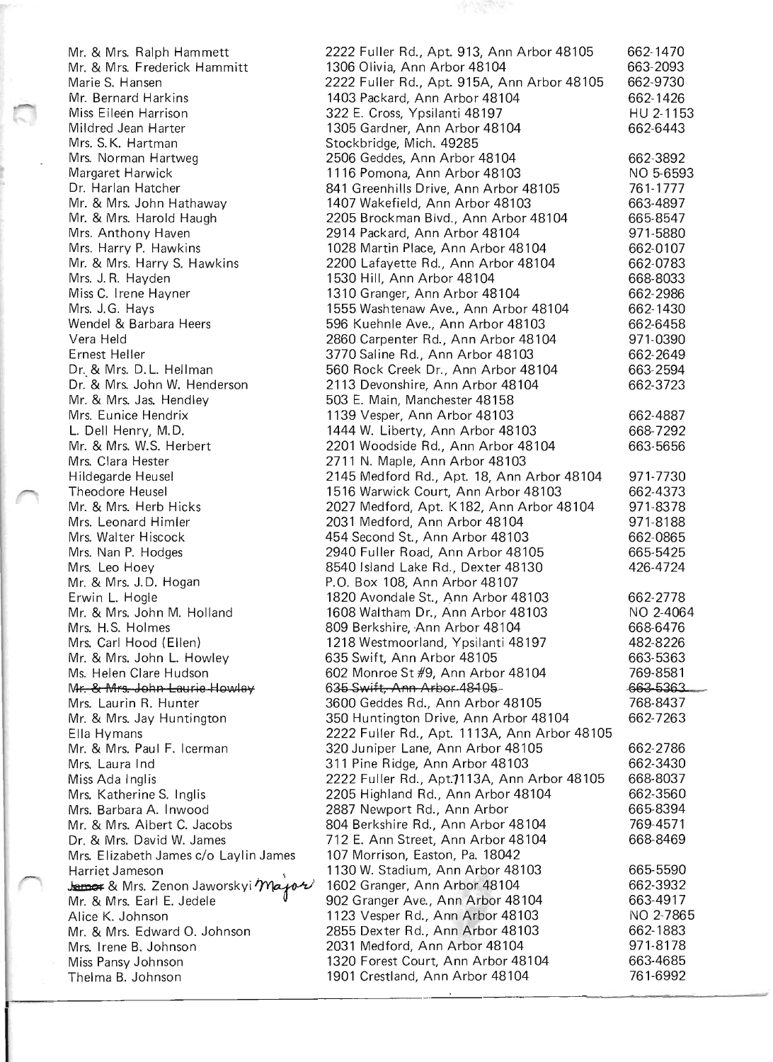| | | |
|---|---|---|
| Mr. & Mrs. Ralph Hammett | 2222 Fuller Rd., Apt. 913, Ann Arbor 48105 | 662-1470 |
| Mr. & Mrs. Frederick Hammitt | 1306 Olivia, Ann Arbor 48104 | 663-2093 |
| Marie S. Hansen | 2222 Fuller Rd., Apt. 915A, Ann Arbor 48105 | 662-9730 |
| Mr. Bernard Harkins | 1403 Packard, Ann Arbor 48104 | 662-1426 |
| Miss Eileen Harrison | 322 E. Cross, Ypsilanti 48197 | HU 2-1153 |
| Mildred Jean Harter | 1305 Gardner, Ann Arbor 48104 | 662-6443 |
| Mrs. S.K. Hartman | Stockbridge, Mich. 49285 | |
| Mrs. Norman Hartweg | 2506 Geddes, Ann Arbor 48104 | 662-3892 |
| Margaret Harwick | 1116 Pomona, Ann Arbor 48103 | NO 5-6593 |
| Dr. Harlan Hatcher | 841 Greenhills Drive, Ann Arbor 48105 | 761-1777 |
| Mr. & Mrs. John Hathaway | 1407 Wakefield, Ann Arbor 48103 | 663-4897 |
| Mr. & Mrs. Harold Haugh | 2205 Brockman Blvd., Ann Arbor 48104 | 665-8547 |
| Mrs. Anthony Haven | 2914 Packard, Ann Arbor 48104 | 971-5880 |
| Mrs. Harry P. Hawkins | 1028 Martin Place, Ann Arbor 48104 | 662-0107 |
| Mr. & Mrs. Harry S. Hawkins | 2200 Lafayette Rd., Ann Arbor 48104 | 662-0783 |
| Mrs. J.R. Hayden | 1530 Hill, Ann Arbor 48104 | 668-8033 |
| Miss C. Irene Hayner | 1310 Granger, Ann Arbor 48104 | 662-2986 |
| Mrs. J.G. Hays | 1555 Washtenaw Ave., Ann Arbor 48104 | 662-1430 |
| Wendel & Barbara Heers | 596 Kuehnle Ave., Ann Arbor 48103 | 662-6458 |
| Vera Held | 2860 Carpenter Rd., Ann Arbor 48104 | 971-0390 |
| Ernest Heller | 3770 Saline Rd., Ann Arbor 48103 | 662-2649 |
| Dr. & Mrs. D.L. Hellman | 560 Rock Creek Dr., Ann Arbor 48104 | 663-2594 |
| Dr. & Mrs. John W. Henderson | 2113 Devonshire, Ann Arbor 48104 | 662-3723 |
| Mr. & Mrs. Jas. Hendley | 503 E. Main, Manchester 48158 | |
| Mrs. Eunice Hendrix | 1139 Vesper, Ann Arbor 48103 | 662-4887 |
| L. Dell Henry, M.D. | 1444 W. Liberty, Ann Arbor 48103 | 668-7292 |
| Mr. & Mrs. W.S. Herbert | 2201 Woodside Rd., Ann Arbor 48104 | 663-5656 |
| Mrs. Clara Hester | 2711 N. Maple, Ann Arbor 48103 | |
| Hildegarde Heusel | 2145 Medford Rd., Apt. 18, Ann Arbor 48104 | 971-7730 |
| Theodore Heusel | 1516 Warwick Court, Ann Arbor 48103 | 662-4373 |
| Mr. & Mrs. Herb Hicks | 2027 Medford, Apt. K182, Ann Arbor 48104 | 971-8378 |
| Mrs. Leonard Himler | 2031 Medford, Ann Arbor 48104 | 971-8188 |
| Mrs. Walter Hiscock | 454 Second St., Ann Arbor 48103 | 662-0865 |
| Mrs. Nan P. Hodges | 2940 Fuller Road, Ann Arbor 48105 | 665-5425 |
| Mrs. Leo Hoey | 8540 Island Lake Rd., Dexter 48130 | 426-4724 |
| Mr. & Mrs. J.D. Hogan | P.O. Box 108, Ann Arbor 48107 | |
| Erwin L. Hogle | 1820 Avondale St., Ann Arbor 48103 | 662-2778 |
| Mr. & Mrs. John M. Holland | 1608 Waltham Dr., Ann Arbor 48103 | NO 2-4064 |
| Mrs. H.S. Holmes | 809 Berkshire, Ann Arbor 48104 | 668-6476 |
| Mrs. Carl Hood (Ellen) | 1218 Westmoorland, Ypsilanti 48197 | 482-8226 |
| Mr. & Mrs. John L. Howley | 635 Swift, Ann Arbor 48105 | 663-5363 |
| Ms. Helen Clare Hudson | 602 Monroe St #9, Ann Arbor 48104 | 769-8581 |
| ~~Mr. & Mrs. John Laurie Howley~~ | ~~635 Swift, Ann Arbor 48105~~ | ~~663-5363~~ |
| Mrs. Laurin R. Hunter | 3600 Geddes Rd., Ann Arbor 48105 | 768-8437 |
| Mr. & Mrs. Jay Huntington | 350 Huntington Drive, Ann Arbor 48104 | 662-7263 |
| Ella Hymans | 2222 Fuller Rd., Apt. 1113A, Ann Arbor 48105 | |
| Mr. & Mrs. Paul F. Icerman | 320 Juniper Lane, Ann Arbor 48105 | 662-2786 |
| Mrs. Laura Ind | 311 Pine Ridge, Ann Arbor 48103 | 662-3430 |
| Miss Ada Inglis | 2222 Fuller Rd., Apt. 1113A, Ann Arbor 48105 | 668-8037 |
| Mrs. Katherine S. Inglis | 2205 Highland Rd., Ann Arbor 48104 | 662-3560 |
| Mrs. Barbara A. Inwood | 2887 Newport Rd., Ann Arbor | 665-8394 |
| Mr. & Mrs. Albert C. Jacobs | 804 Berkshire Rd., Ann Arbor 48104 | 769-4571 |
| Dr. & Mrs. David W. James | 712 E. Ann Street, Ann Arbor 48104 | 668-8469 |
| Mrs. Elizabeth James c/o Laylin James | 107 Morrison, Easton, Pa. 18042 | |
| Harriet Jameson | 1130 W. Stadium, Ann Arbor 48103 | 665-5590 |
| ~~James~~ Major & Mrs. Zenon Jaworskyi | 1602 Granger, Ann Arbor 48104 | 662-3932 |
| Mr. & Mrs. Earl E. Jedele | 902 Granger Ave., Ann Arbor 48104 | 663-4917 |
| Alice K. Johnson | 1123 Vesper Rd., Ann Arbor 48103 | NO 2-7865 |
| Mr. & Mrs. Edward O. Johnson | 2855 Dexter Rd., Ann Arbor 48103 | 662-1883 |
| Mrs. Irene B. Johnson | 2031 Medford, Ann Arbor 48104 | 971-8178 |
| Miss Pansy Johnson | 1320 Forest Court, Ann Arbor 48104 | 663-4685 |
| Thelma B. Johnson | 1901 Crestland, Ann Arbor 48104 | 761-6992 |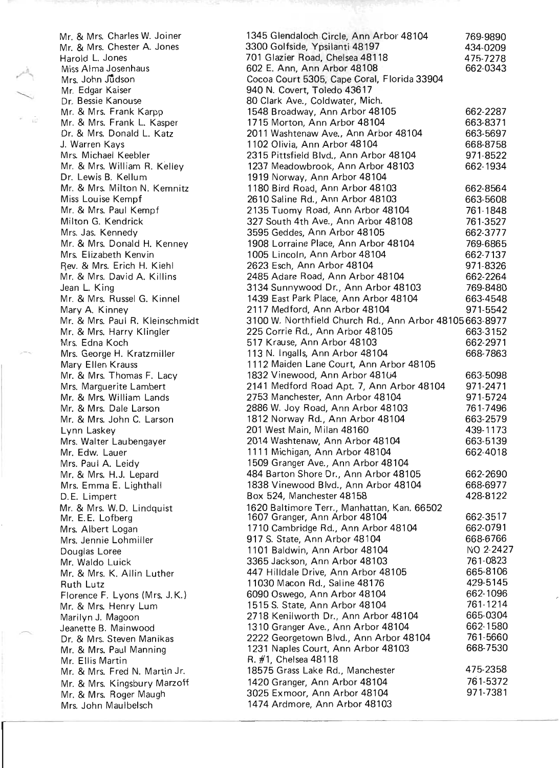| Name | Address | Phone |
|---|---|---|
| Mr. & Mrs. Charles W. Joiner | 1345 Glendaloch Circle, Ann Arbor 48104 | 769-9890 |
| Mr. & Mrs. Chester A. Jones | 3300 Golfside, Ypsilanti 48197 | 434-0209 |
| Harold L. Jones | 701 Glazier Road, Chelsea 48118 | 475-7278 |
| Miss Alma Josenhaus | 602 E. Ann, Ann Arbor 48108 | 662-0343 |
| Mrs. John Judson | Cocoa Court 5305, Cape Coral, Florida 33904 | |
| Mr. Edgar Kaiser | 940 N. Covert, Toledo 43617 | |
| Dr. Bessie Kanouse | 80 Clark Ave., Coldwater, Mich. | |
| Mr. & Mrs. Frank Karpp | 1548 Broadway, Ann Arbor 48105 | 662-2287 |
| Mr. & Mrs. Frank L. Kasper | 1715 Morton, Ann Arbor 48104 | 663-8371 |
| Dr. & Mrs. Donald L. Katz | 2011 Washtenaw Ave., Ann Arbor 48104 | 663-5697 |
| J. Warren Kays | 1102 Olivia, Ann Arbor 48104 | 668-8758 |
| Mrs. Michael Keebler | 2315 Pittsfield Blvd., Ann Arbor 48104 | 971-8522 |
| Mr. & Mrs. William R. Kelley | 1237 Meadowbrook, Ann Arbor 48103 | 662-1934 |
| Dr. Lewis B. Kellum | 1919 Norway, Ann Arbor 48104 | |
| Mr. & Mrs. Milton N. Kemnitz | 1180 Bird Road, Ann Arbor 48103 | 662-8564 |
| Miss Louise Kempf | 2610 Saline Rd., Ann Arbor 48103 | 663-5608 |
| Mr. & Mrs. Paul Kempf | 2135 Tuomy Road, Ann Arbor 48104 | 761-1848 |
| Milton G. Kendrick | 327 South 4th Ave., Ann Arbor 48108 | 761-3527 |
| Mrs. Jas. Kennedy | 3595 Geddes, Ann Arbor 48105 | 662-3777 |
| Mr. & Mrs. Donald H. Kenney | 1908 Lorraine Place, Ann Arbor 48104 | 769-6865 |
| Mrs. Elizabeth Kenvin | 1005 Lincoln, Ann Arbor 48104 | 662-7137 |
| Rev. & Mrs. Erich H. Kiehl | 2623 Esch, Ann Arbor 48104 | 971-8326 |
| Mr. & Mrs. David A. Killins | 2485 Adare Road, Ann Arbor 48104 | 662-2264 |
| Jean L. King | 3134 Sunnywood Dr., Ann Arbor 48103 | 769-8480 |
| Mr. & Mrs. Russel G. Kinnel | 1439 East Park Place, Ann Arbor 48104 | 663-4548 |
| Mary A. Kinney | 2117 Medford, Ann Arbor 48104 | 971-5542 |
| Mr. & Mrs. Paul R. Kleinschmidt | 3100 W. Northfield Church Rd., Ann Arbor 48105 | 663-8977 |
| Mr. & Mrs. Harry Klingler | 225 Corrie Rd., Ann Arbor 48105 | 663-3152 |
| Mrs. Edna Koch | 517 Krause, Ann Arbor 48103 | 662-2971 |
| Mrs. George H. Kratzmiller | 113 N. Ingalls, Ann Arbor 48104 | 668-7863 |
| Mary Ellen Krauss | 1112 Maiden Lane Court, Ann Arbor 48105 | |
| Mr. & Mrs. Thomas F. Lacy | 1832 Vinewood, Ann Arbor 48104 | 663-5098 |
| Mrs. Marguerite Lambert | 2141 Medford Road Apt. 7, Ann Arbor 48104 | 971-2471 |
| Mr. & Mrs. William Lands | 2753 Manchester, Ann Arbor 48104 | 971-5724 |
| Mr. & Mrs. Dale Larson | 2886 W. Joy Road, Ann Arbor 48103 | 761-7496 |
| Mr. & Mrs. John C. Larson | 1812 Norway Rd., Ann Arbor 48104 | 663-2579 |
| Lynn Laskey | 201 West Main, Milan 48160 | 439-1173 |
| Mrs. Walter Laubengayer | 2014 Washtenaw, Ann Arbor 48104 | 663-5139 |
| Mr. Edw. Lauer | 1111 Michigan, Ann Arbor 48104 | 662-4018 |
| Mrs. Paul A. Leidy | 1509 Granger Ave., Ann Arbor 48104 | |
| Mr. & Mrs. H.J. Lepard | 484 Barton Shore Dr., Ann Arbor 48105 | 662-2690 |
| Mrs. Emma E. Lighthall | 1838 Vinewood Blvd., Ann Arbor 48104 | 668-6977 |
| D.E. Limpert | Box 524, Manchester 48158 | 428-8122 |
| Mr. & Mrs. W.D. Lindquist | 1620 Baltimore Terr., Manhattan, Kan. 66502 | |
| Mr. E.E. Lofberg | 1607 Granger, Ann Arbor 48104 | 662-3517 |
| Mrs. Albert Logan | 1710 Cambridge Rd., Ann Arbor 48104 | 662-0791 |
| Mrs. Jennie Lohmiller | 917 S. State, Ann Arbor 48104 | 668-6766 |
| Douglas Loree | 1101 Baldwin, Ann Arbor 48104 | NO 2-2427 |
| Mr. Waldo Luick | 3365 Jackson, Ann Arbor 48103 | 761-0823 |
| Mr. & Mrs. K. Allin Luther | 447 Hilldale Drive, Ann Arbor 48105 | 665-8106 |
| Ruth Lutz | 11030 Macon Rd., Saline 48176 | 429-5145 |
| Florence F. Lyons (Mrs. J.K.) | 6090 Oswego, Ann Arbor 48104 | 662-1096 |
| Mr. & Mrs. Henry Lum | 1515 S. State, Ann Arbor 48104 | 761-1214 |
| Marilyn J. Magoon | 2718 Kenilworth Dr., Ann Arbor 48104 | 665-0304 |
| Jeanette B. Mainwood | 1310 Granger Ave., Ann Arbor 48104 | 662-1580 |
| Dr. & Mrs. Steven Manikas | 2222 Georgetown Blvd., Ann Arbor 48104 | 761-5660 |
| Mr. & Mrs. Paul Manning | 1231 Naples Court, Ann Arbor 48103 | 668-7530 |
| Mr. Ellis Martin | R. #1, Chelsea 48118 | |
| Mr. & Mrs. Fred N. Martin Jr. | 18575 Grass Lake Rd., Manchester | 475-2358 |
| Mr. & Mrs. Kingsbury Marzoff | 1420 Granger, Ann Arbor 48104 | 761-5372 |
| Mr. & Mrs. Roger Maugh | 3025 Exmoor, Ann Arbor 48104 | 971-7381 |
| Mrs. John Maulbelsch | 1474 Ardmore, Ann Arbor 48103 | |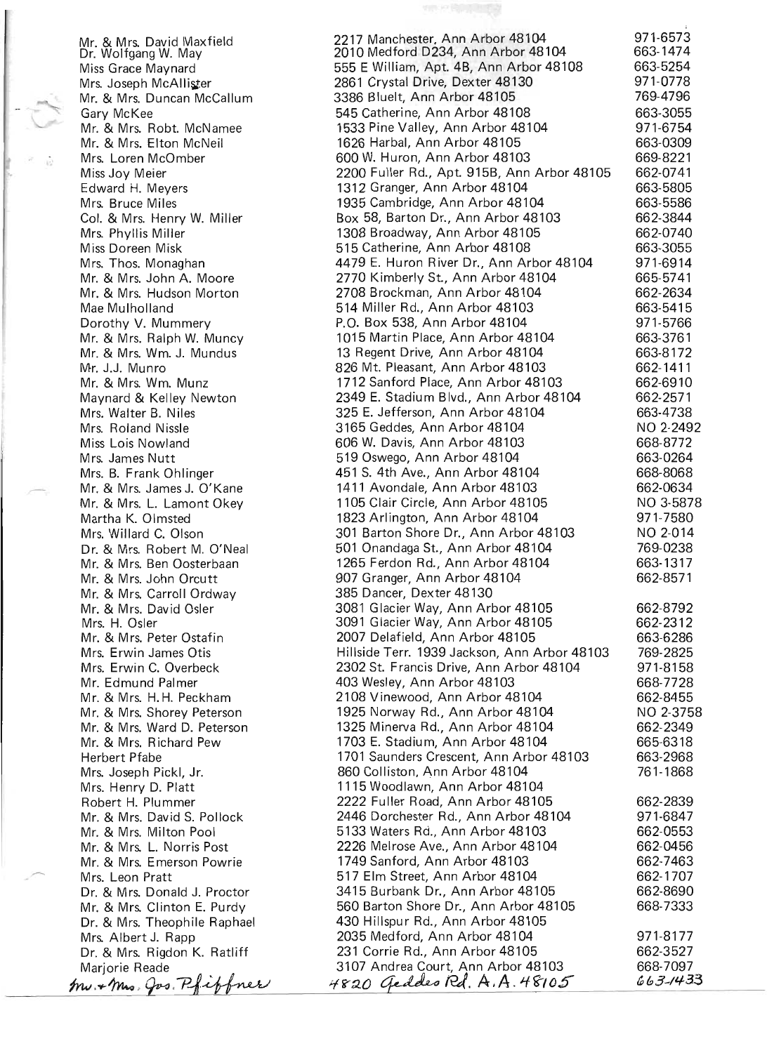| | | |
|---|---|---|
| Mr. & Mrs. David Maxfield | 2217 Manchester, Ann Arbor 48104 | 971-6573 |
| Dr. Wolfgang W. May | 2010 Medford D234, Ann Arbor 48104 | 663-1474 |
| Miss Grace Maynard | 555 E William, Apt. 4B, Ann Arbor 48108 | 663-5254 |
| Mrs. Joseph McAllister | 2861 Crystal Drive, Dexter 48130 | 971-0778 |
| Mr. & Mrs. Duncan McCallum | 3386 Bluelt, Ann Arbor 48105 | 769-4796 |
| Gary McKee | 545 Catherine, Ann Arbor 48108 | 663-3055 |
| Mr. & Mrs. Robt. McNamee | 1533 Pine Valley, Ann Arbor 48104 | 971-6754 |
| Mr. & Mrs. Elton McNeil | 1626 Harbal, Ann Arbor 48105 | 663-0309 |
| Mrs. Loren McOmber | 600 W. Huron, Ann Arbor 48103 | 669-8221 |
| Miss Joy Meier | 2200 Fuller Rd., Apt. 915B, Ann Arbor 48105 | 662-0741 |
| Edward H. Meyers | 1312 Granger, Ann Arbor 48104 | 663-5805 |
| Mrs. Bruce Miles | 1935 Cambridge, Ann Arbor 48104 | 663-5586 |
| Col. & Mrs. Henry W. Miller | Box 58, Barton Dr., Ann Arbor 48103 | 662-3844 |
| Mrs. Phyllis Miller | 1308 Broadway, Ann Arbor 48105 | 662-0740 |
| Miss Doreen Misk | 515 Catherine, Ann Arbor 48108 | 663-3055 |
| Mrs. Thos. Monaghan | 4479 E. Huron River Dr., Ann Arbor 48104 | 971-6914 |
| Mr. & Mrs. John A. Moore | 2770 Kimberly St., Ann Arbor 48104 | 665-5741 |
| Mr. & Mrs. Hudson Morton | 2708 Brockman, Ann Arbor 48104 | 662-2634 |
| Mae Mulholland | 514 Miller Rd., Ann Arbor 48103 | 663-5415 |
| Dorothy V. Mummery | P.O. Box 538, Ann Arbor 48104 | 971-5766 |
| Mr. & Mrs. Ralph W. Muncy | 1015 Martin Place, Ann Arbor 48104 | 663-3761 |
| Mr. & Mrs. Wm. J. Mundus | 13 Regent Drive, Ann Arbor 48104 | 663-8172 |
| Mr. J.J. Munro | 826 Mt. Pleasant, Ann Arbor 48103 | 662-1411 |
| Mr. & Mrs. Wm. Munz | 1712 Sanford Place, Ann Arbor 48103 | 662-6910 |
| Maynard & Kelley Newton | 2349 E. Stadium Blvd., Ann Arbor 48104 | 662-2571 |
| Mrs. Walter B. Niles | 325 E. Jefferson, Ann Arbor 48104 | 663-4738 |
| Mrs. Roland Nissle | 3165 Geddes, Ann Arbor 48104 | NO 2-2492 |
| Miss Lois Nowland | 606 W. Davis, Ann Arbor 48103 | 668-8772 |
| Mrs. James Nutt | 519 Oswego, Ann Arbor 48104 | 663-0264 |
| Mrs. B. Frank Ohlinger | 451 S. 4th Ave., Ann Arbor 48104 | 668-8068 |
| Mr. & Mrs. James J. O'Kane | 1411 Avondale, Ann Arbor 48103 | 662-0634 |
| Mr. & Mrs. L. Lamont Okey | 1105 Clair Circle, Ann Arbor 48105 | NO 3-5878 |
| Martha K. Olmsted | 1823 Arlington, Ann Arbor 48104 | 971-7580 |
| Mrs. Willard C. Olson | 301 Barton Shore Dr., Ann Arbor 48103 | NO 2-014 |
| Dr. & Mrs. Robert M. O'Neal | 501 Onandaga St., Ann Arbor 48104 | 769-0238 |
| Mr. & Mrs. Ben Oosterbaan | 1265 Ferdon Rd., Ann Arbor 48104 | 663-1317 |
| Mr. & Mrs. John Orcutt | 907 Granger, Ann Arbor 48104 | 662-8571 |
| Mr. & Mrs. Carroll Ordway | 385 Dancer, Dexter 48130 | |
| Mr. & Mrs. David Osler | 3081 Glacier Way, Ann Arbor 48105 | 662-8792 |
| Mrs. H. Osler | 3091 Glacier Way, Ann Arbor 48105 | 662-2312 |
| Mr. & Mrs. Peter Ostafin | 2007 Delafield, Ann Arbor 48105 | 663-6286 |
| Mrs. Erwin James Otis | Hillside Terr. 1939 Jackson, Ann Arbor 48103 | 769-2825 |
| Mrs. Erwin C. Overbeck | 2302 St. Francis Drive, Ann Arbor 48104 | 971-8158 |
| Mr. Edmund Palmer | 403 Wesley, Ann Arbor 48103 | 668-7728 |
| Mr. & Mrs. H.H. Peckham | 2108 Vinewood, Ann Arbor 48104 | 662-8455 |
| Mr. & Mrs. Shorey Peterson | 1925 Norway Rd., Ann Arbor 48104 | NO 2-3758 |
| Mr. & Mrs. Ward D. Peterson | 1325 Minerva Rd., Ann Arbor 48104 | 662-2349 |
| Mr. & Mrs. Richard Pew | 1703 E. Stadium, Ann Arbor 48104 | 665-6318 |
| Herbert Pfabe | 1701 Saunders Crescent, Ann Arbor 48103 | 663-2968 |
| Mrs. Joseph Pickl, Jr. | 860 Colliston, Ann Arbor 48104 | 761-1868 |
| Mrs. Henry D. Platt | 1115 Woodlawn, Ann Arbor 48104 | |
| Robert H. Plummer | 2222 Fuller Road, Ann Arbor 48105 | 662-2839 |
| Mr. & Mrs. David S. Pollock | 2446 Dorchester Rd., Ann Arbor 48104 | 971-6847 |
| Mr. & Mrs. Milton Pool | 5133 Waters Rd., Ann Arbor 48103 | 662-0553 |
| Mr. & Mrs. L. Norris Post | 2226 Melrose Ave., Ann Arbor 48104 | 662-0456 |
| Mr. & Mrs. Emerson Powrie | 1749 Sanford, Ann Arbor 48103 | 662-7463 |
| Mrs. Leon Pratt | 517 Elm Street, Ann Arbor 48104 | 662-1707 |
| Dr. & Mrs. Donald J. Proctor | 3415 Burbank Dr., Ann Arbor 48105 | 662-8690 |
| Mr. & Mrs. Clinton E. Purdy | 560 Barton Shore Dr., Ann Arbor 48105 | 668-7333 |
| Dr. & Mrs. Theophile Raphael | 430 Hillspur Rd., Ann Arbor 48105 | |
| Mrs. Albert J. Rapp | 2035 Medford, Ann Arbor 48104 | 971-8177 |
| Dr. & Mrs. Rigdon K. Ratliff | 231 Corrie Rd., Ann Arbor 48105 | 662-3527 |
| Marjorie Reade | 3107 Andrea Court, Ann Arbor 48103 | 668-7097 |
| Mr. & Mrs. Jos. Pfiffner | 4820 Geddes Rd. A.A. 48105 | 663-1433 |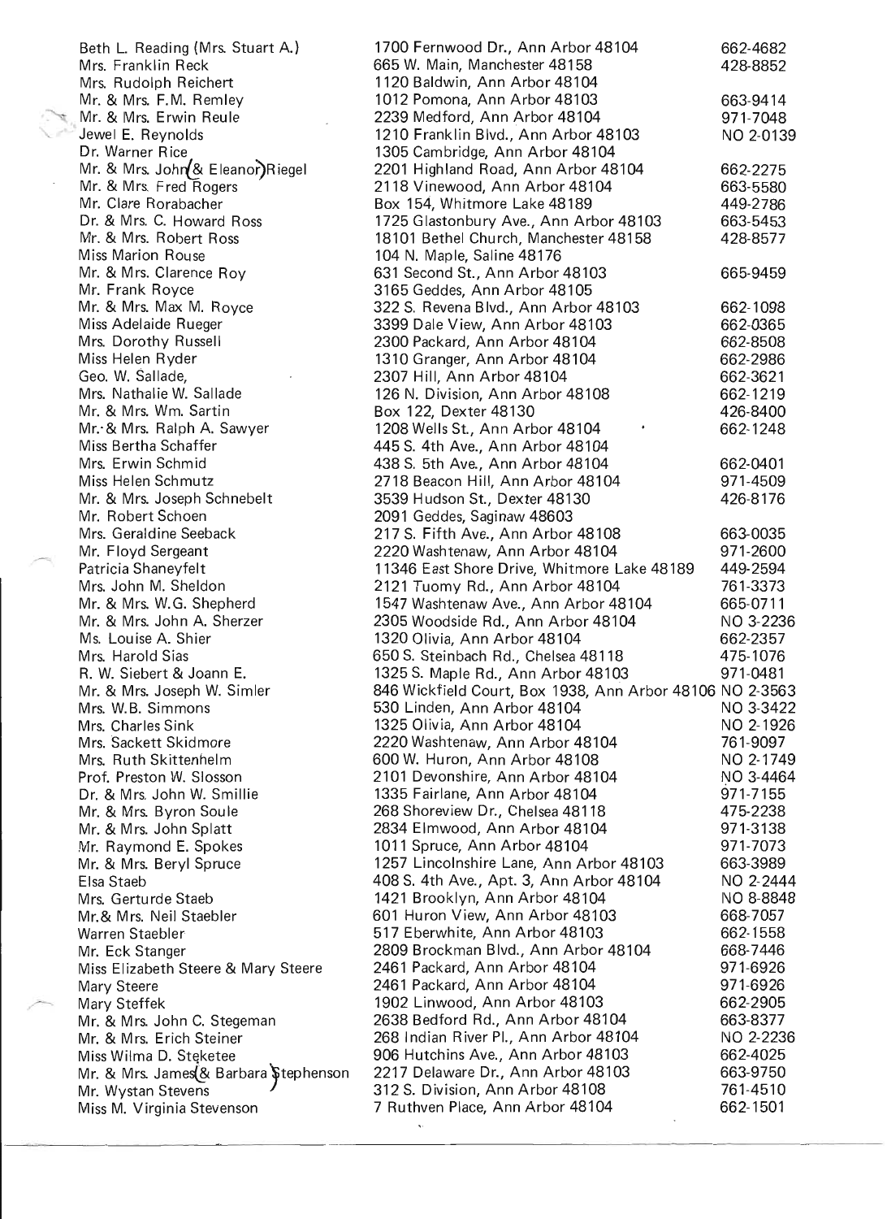| | | |
|---|---|---|
| Beth L. Reading (Mrs. Stuart A.) | 1700 Fernwood Dr., Ann Arbor 48104 | 662-4682 |
| Mrs. Franklin Reck | 665 W. Main, Manchester 48158 | 428-8852 |
| Mrs. Rudolph Reichert | 1120 Baldwin, Ann Arbor 48104 | |
| Mr. & Mrs. F.M. Remley | 1012 Pomona, Ann Arbor 48103 | 663-9414 |
| Mr. & Mrs. Erwin Reule | 2239 Medford, Ann Arbor 48104 | 971-7048 |
| Jewel E. Reynolds | 1210 Franklin Blvd., Ann Arbor 48103 | NO 2-0139 |
| Dr. Warner Rice | 1305 Cambridge, Ann Arbor 48104 | |
| Mr. & Mrs. John (& Eleanor) Riegel | 2201 Highland Road, Ann Arbor 48104 | 662-2275 |
| Mr. & Mrs. Fred Rogers | 2118 Vinewood, Ann Arbor 48104 | 663-5580 |
| Mr. Clare Rorabacher | Box 154, Whitmore Lake 48189 | 449-2786 |
| Dr. & Mrs. C. Howard Ross | 1725 Glastonbury Ave., Ann Arbor 48103 | 663-5453 |
| Mr. & Mrs. Robert Ross | 18101 Bethel Church, Manchester 48158 | 428-8577 |
| Miss Marion Rouse | 104 N. Maple, Saline 48176 | |
| Mr. & Mrs. Clarence Roy | 631 Second St., Ann Arbor 48103 | 665-9459 |
| Mr. Frank Royce | 3165 Geddes, Ann Arbor 48105 | |
| Mr. & Mrs. Max M. Royce | 322 S. Revena Blvd., Ann Arbor 48103 | 662-1098 |
| Miss Adelaide Rueger | 3399 Dale View, Ann Arbor 48103 | 662-0365 |
| Mrs. Dorothy Russell | 2300 Packard, Ann Arbor 48104 | 662-8508 |
| Miss Helen Ryder | 1310 Granger, Ann Arbor 48104 | 662-2986 |
| Geo. W. Sallade, | 2307 Hill, Ann Arbor 48104 | 662-3621 |
| Mrs. Nathalie W. Sallade | 126 N. Division, Ann Arbor 48108 | 662-1219 |
| Mr. & Mrs. Wm. Sartin | Box 122, Dexter 48130 | 426-8400 |
| Mr. & Mrs. Ralph A. Sawyer | 1208 Wells St., Ann Arbor 48104 | 662-1248 |
| Miss Bertha Schaffer | 445 S. 4th Ave., Ann Arbor 48104 | |
| Mrs. Erwin Schmid | 438 S. 5th Ave., Ann Arbor 48104 | 662-0401 |
| Miss Helen Schmutz | 2718 Beacon Hill, Ann Arbor 48104 | 971-4509 |
| Mr. & Mrs. Joseph Schnebelt | 3539 Hudson St., Dexter 48130 | 426-8176 |
| Mr. Robert Schoen | 2091 Geddes, Saginaw 48603 | |
| Mrs. Geraldine Seeback | 217 S. Fifth Ave., Ann Arbor 48108 | 663-0035 |
| Mr. Floyd Sergeant | 2220 Washtenaw, Ann Arbor 48104 | 971-2600 |
| Patricia Shaneyfelt | 11346 East Shore Drive, Whitmore Lake 48189 | 449-2594 |
| Mrs. John M. Sheldon | 2121 Tuomy Rd., Ann Arbor 48104 | 761-3373 |
| Mr. & Mrs. W.G. Shepherd | 1547 Washtenaw Ave., Ann Arbor 48104 | 665-0711 |
| Mr. & Mrs. John A. Sherzer | 2305 Woodside Rd., Ann Arbor 48104 | NO 3-2236 |
| Ms. Louise A. Shier | 1320 Olivia, Ann Arbor 48104 | 662-2357 |
| Mrs. Harold Sias | 650 S. Steinbach Rd., Chelsea 48118 | 475-1076 |
| R. W. Siebert & Joann E. | 1325 S. Maple Rd., Ann Arbor 48103 | 971-0481 |
| Mr. & Mrs. Joseph W. Simler | 846 Wickfield Court, Box 1938, Ann Arbor 48106 | NO 2-3563 |
| Mrs. W.B. Simmons | 530 Linden, Ann Arbor 48104 | NO 3-3422 |
| Mrs. Charles Sink | 1325 Olivia, Ann Arbor 48104 | NO 2-1926 |
| Mrs. Sackett Skidmore | 2220 Washtenaw, Ann Arbor 48104 | 761-9097 |
| Mrs. Ruth Skittenhelm | 600 W. Huron, Ann Arbor 48108 | NO 2-1749 |
| Prof. Preston W. Slosson | 2101 Devonshire, Ann Arbor 48104 | NO 3-4464 |
| Dr. & Mrs. John W. Smillie | 1335 Fairlane, Ann Arbor 48104 | 971-7155 |
| Mr. & Mrs. Byron Soule | 268 Shoreview Dr., Chelsea 48118 | 475-2238 |
| Mr. & Mrs. John Splatt | 2834 Elmwood, Ann Arbor 48104 | 971-3138 |
| Mr. Raymond E. Spokes | 1011 Spruce, Ann Arbor 48104 | 971-7073 |
| Mr. & Mrs. Beryl Spruce | 1257 Lincolnshire Lane, Ann Arbor 48103 | 663-3989 |
| Elsa Staeb | 408 S. 4th Ave., Apt. 3, Ann Arbor 48104 | NO 2-2444 |
| Mrs. Gerturde Staeb | 1421 Brooklyn, Ann Arbor 48104 | NO 8-8848 |
| Mr. & Mrs. Neil Staebler | 601 Huron View, Ann Arbor 48103 | 668-7057 |
| Warren Staebler | 517 Eberwhite, Ann Arbor 48103 | 662-1558 |
| Mr. Eck Stanger | 2809 Brockman Blvd., Ann Arbor 48104 | 668-7446 |
| Miss Elizabeth Steere & Mary Steere | 2461 Packard, Ann Arbor 48104 | 971-6926 |
| Mary Steere | 2461 Packard, Ann Arbor 48104 | 971-6926 |
| Mary Steffek | 1902 Linwood, Ann Arbor 48103 | 662-2905 |
| Mr. & Mrs. John C. Stegeman | 2638 Bedford Rd., Ann Arbor 48104 | 663-8377 |
| Mr. & Mrs. Erich Steiner | 268 Indian River Pl., Ann Arbor 48104 | NO 2-2236 |
| Miss Wilma D. Steketee | 906 Hutchins Ave., Ann Arbor 48103 | 662-4025 |
| Mr. & Mrs. James (& Barbara) Stephenson | 2217 Delaware Dr., Ann Arbor 48103 | 663-9750 |
| Mr. Wystan Stevens | 312 S. Division, Ann Arbor 48108 | 761-4510 |
| Miss M. Virginia Stevenson | 7 Ruthven Place, Ann Arbor 48104 | 662-1501 |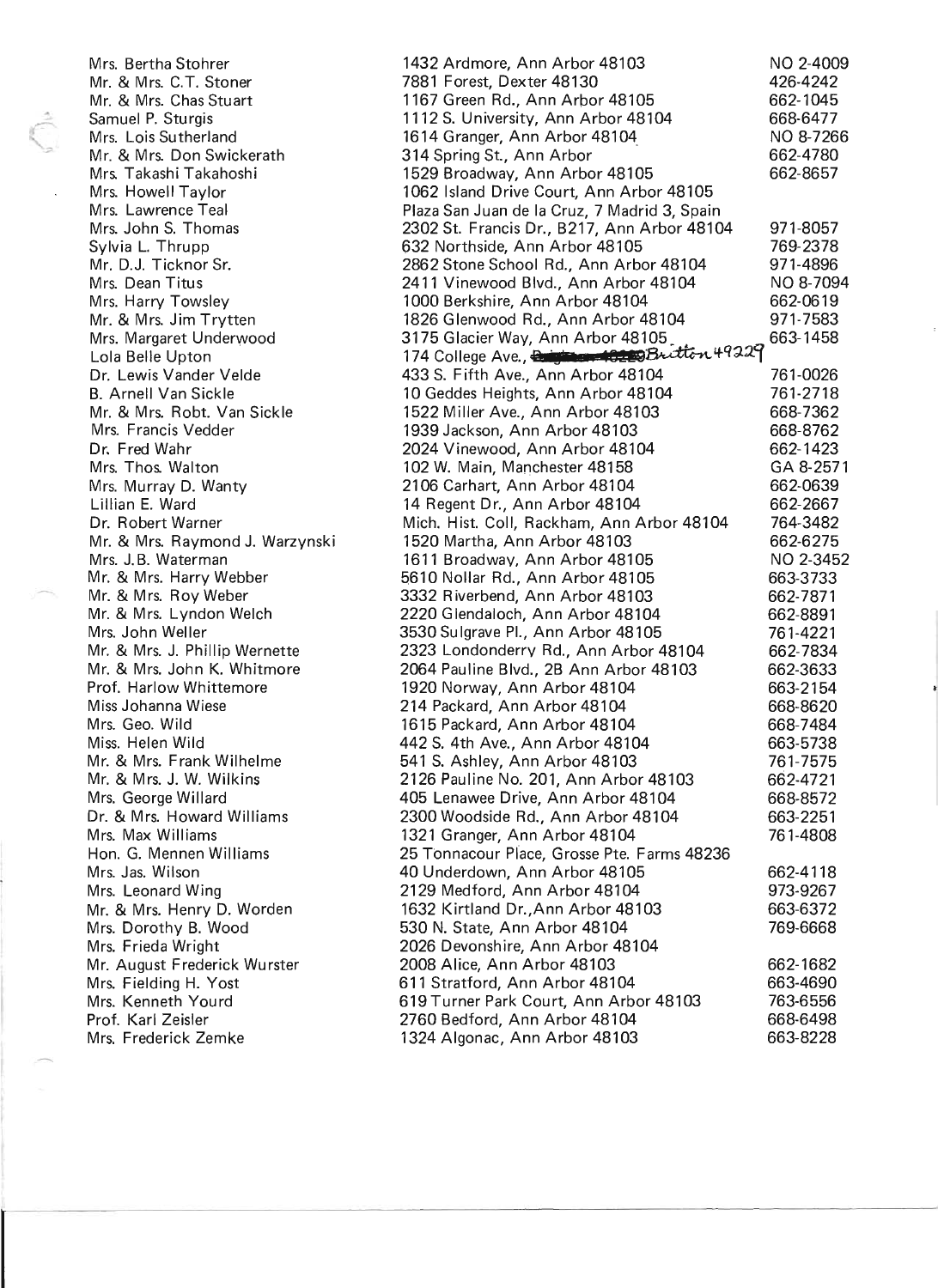| | | |
|---|---|---|
| Mrs. Bertha Stohrer | 1432 Ardmore, Ann Arbor 48103 | NO 2-4009 |
| Mr. & Mrs. C.T. Stoner | 7881 Forest, Dexter 48130 | 426-4242 |
| Mr. & Mrs. Chas Stuart | 1167 Green Rd., Ann Arbor 48105 | 662-1045 |
| Samuel P. Sturgis | 1112 S. University, Ann Arbor 48104 | 668-6477 |
| Mrs. Lois Sutherland | 1614 Granger, Ann Arbor 48104 | NO 8-7266 |
| Mr. & Mrs. Don Swickerath | 314 Spring St., Ann Arbor | 662-4780 |
| Mrs. Takashi Takahoshi | 1529 Broadway, Ann Arbor 48105 | 662-8657 |
| Mrs. Howell Taylor | 1062 Island Drive Court, Ann Arbor 48105 | |
| Mrs. Lawrence Teal | Plaza San Juan de la Cruz, 7 Madrid 3, Spain | |
| Mrs. John S. Thomas | 2302 St. Francis Dr., B217, Ann Arbor 48104 | 971-8057 |
| Sylvia L. Thrupp | 632 Northside, Ann Arbor 48105 | 769-2378 |
| Mr. D.J. Ticknor Sr. | 2862 Stone School Rd., Ann Arbor 48104 | 971-4896 |
| Mrs. Dean Titus | 2411 Vinewood Blvd., Ann Arbor 48104 | NO 8-7094 |
| Mrs. Harry Towsley | 1000 Berkshire, Ann Arbor 48104 | 662-0619 |
| Mr. & Mrs. Jim Trytten | 1826 Glenwood Rd., Ann Arbor 48104 | 971-7583 |
| Mrs. Margaret Underwood | 3175 Glacier Way, Ann Arbor 48105 | 663-1458 |
| Lola Belle Upton | 174 College Ave., Britton 49229 | |
| Dr. Lewis Vander Velde | 433 S. Fifth Ave., Ann Arbor 48104 | 761-0026 |
| B. Arnell Van Sickle | 10 Geddes Heights, Ann Arbor 48104 | 761-2718 |
| Mr. & Mrs. Robt. Van Sickle | 1522 Miller Ave., Ann Arbor 48103 | 668-7362 |
| Mrs. Francis Vedder | 1939 Jackson, Ann Arbor 48103 | 668-8762 |
| Dr. Fred Wahr | 2024 Vinewood, Ann Arbor 48104 | 662-1423 |
| Mrs. Thos. Walton | 102 W. Main, Manchester 48158 | GA 8-2571 |
| Mrs. Murray D. Wanty | 2106 Carhart, Ann Arbor 48104 | 662-0639 |
| Lillian E. Ward | 14 Regent Dr., Ann Arbor 48104 | 662-2667 |
| Dr. Robert Warner | Mich. Hist. Coll, Rackham, Ann Arbor 48104 | 764-3482 |
| Mr. & Mrs. Raymond J. Warzynski | 1520 Martha, Ann Arbor 48103 | 662-6275 |
| Mrs. J.B. Waterman | 1611 Broadway, Ann Arbor 48105 | NO 2-3452 |
| Mr. & Mrs. Harry Webber | 5610 Nollar Rd., Ann Arbor 48105 | 663-3733 |
| Mr. & Mrs. Roy Weber | 3332 Riverbend, Ann Arbor 48103 | 662-7871 |
| Mr. & Mrs. Lyndon Welch | 2220 Glendaloch, Ann Arbor 48104 | 662-8891 |
| Mrs. John Weller | 3530 Sulgrave Pl., Ann Arbor 48105 | 761-4221 |
| Mr. & Mrs. J. Phillip Wernette | 2323 Londonderry Rd., Ann Arbor 48104 | 662-7834 |
| Mr. & Mrs. John K. Whitmore | 2064 Pauline Blvd., 2B Ann Arbor 48103 | 662-3633 |
| Prof. Harlow Whittemore | 1920 Norway, Ann Arbor 48104 | 663-2154 |
| Miss Johanna Wiese | 214 Packard, Ann Arbor 48104 | 668-8620 |
| Mrs. Geo. Wild | 1615 Packard, Ann Arbor 48104 | 668-7484 |
| Miss. Helen Wild | 442 S. 4th Ave., Ann Arbor 48104 | 663-5738 |
| Mr. & Mrs. Frank Wilhelme | 541 S. Ashley, Ann Arbor 48103 | 761-7575 |
| Mr. & Mrs. J. W. Wilkins | 2126 Pauline No. 201, Ann Arbor 48103 | 662-4721 |
| Mrs. George Willard | 405 Lenawee Drive, Ann Arbor 48104 | 668-8572 |
| Dr. & Mrs. Howard Williams | 2300 Woodside Rd., Ann Arbor 48104 | 663-2251 |
| Mrs. Max Williams | 1321 Granger, Ann Arbor 48104 | 761-4808 |
| Hon. G. Mennen Williams | 25 Tonnacour Place, Grosse Pte. Farms 48236 | |
| Mrs. Jas. Wilson | 40 Underdown, Ann Arbor 48105 | 662-4118 |
| Mrs. Leonard Wing | 2129 Medford, Ann Arbor 48104 | 973-9267 |
| Mr. & Mrs. Henry D. Worden | 1632 Kirtland Dr., Ann Arbor 48103 | 663-6372 |
| Mrs. Dorothy B. Wood | 530 N. State, Ann Arbor 48104 | 769-6668 |
| Mrs. Frieda Wright | 2026 Devonshire, Ann Arbor 48104 | |
| Mr. August Frederick Wurster | 2008 Alice, Ann Arbor 48103 | 662-1682 |
| Mrs. Fielding H. Yost | 611 Stratford, Ann Arbor 48104 | 663-4690 |
| Mrs. Kenneth Yourd | 619 Turner Park Court, Ann Arbor 48103 | 763-6556 |
| Prof. Karl Zeisler | 2760 Bedford, Ann Arbor 48104 | 668-6498 |
| Mrs. Frederick Zemke | 1324 Algonac, Ann Arbor 48103 | 663-8228 |